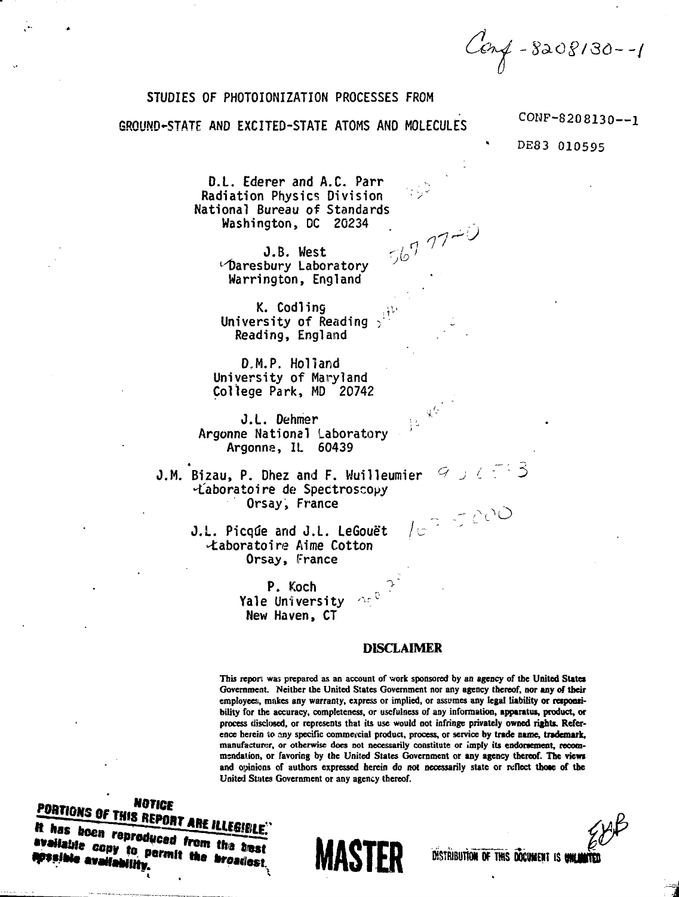Conf-8208130--1

# STUDIES OF PHOTOIONIZATION PROCESSES FROM GROUND-STATE AND EXCITED-STATE ATOMS AND MOLECULES

CONF-8208130--1

DE83 010595

D.L. Ederer and A.C. Parr
Radiation Physics Division
National Bureau of Standards
Washington, DC 20234

J.B. West
Daresbury Laboratory
Warrington, England

K. Codling
University of Reading
Reading, England

D.M.P. Holland
University of Maryland
College Park, MD 20742

J.L. Dehmer
Argonne National Laboratory
Argonne, IL 60439

J.M. Bizau, P. Dhez and F. Wuilleumier
Laboratoire de Spectroscopy
Orsay, France

J.L. Picqúe and J.L. LeGouët
Laboratoire Aime Cotton
Orsay, France

P. Koch
Yale University
New Haven, CT

## DISCLAIMER

This report was prepared as an account of work sponsored by an agency of the United States Government. Neither the United States Government nor any agency thereof, nor any of their employees, makes any warranty, express or implied, or assumes any legal liability or responsibility for the accuracy, completeness, or usefulness of any information, apparatus, product, or process disclosed, or represents that its use would not infringe privately owned rights. Reference herein to any specific commercial product, process, or service by trade name, trademark, manufacturer, or otherwise does not necessarily constitute or imply its endorsement, recommendation, or favoring by the United States Government or any agency thereof. The views and opinions of authors expressed herein do not necessarily state or reflect those of the United States Government or any agency thereof.

**NOTICE**
**PORTIONS OF THIS REPORT ARE ILLEGIBLE.**
**It has been reproduced from the best available copy to permit the broadest possible availability.**

**MASTER**

DISTRIBUTION OF THIS DOCUMENT IS UNLIMITED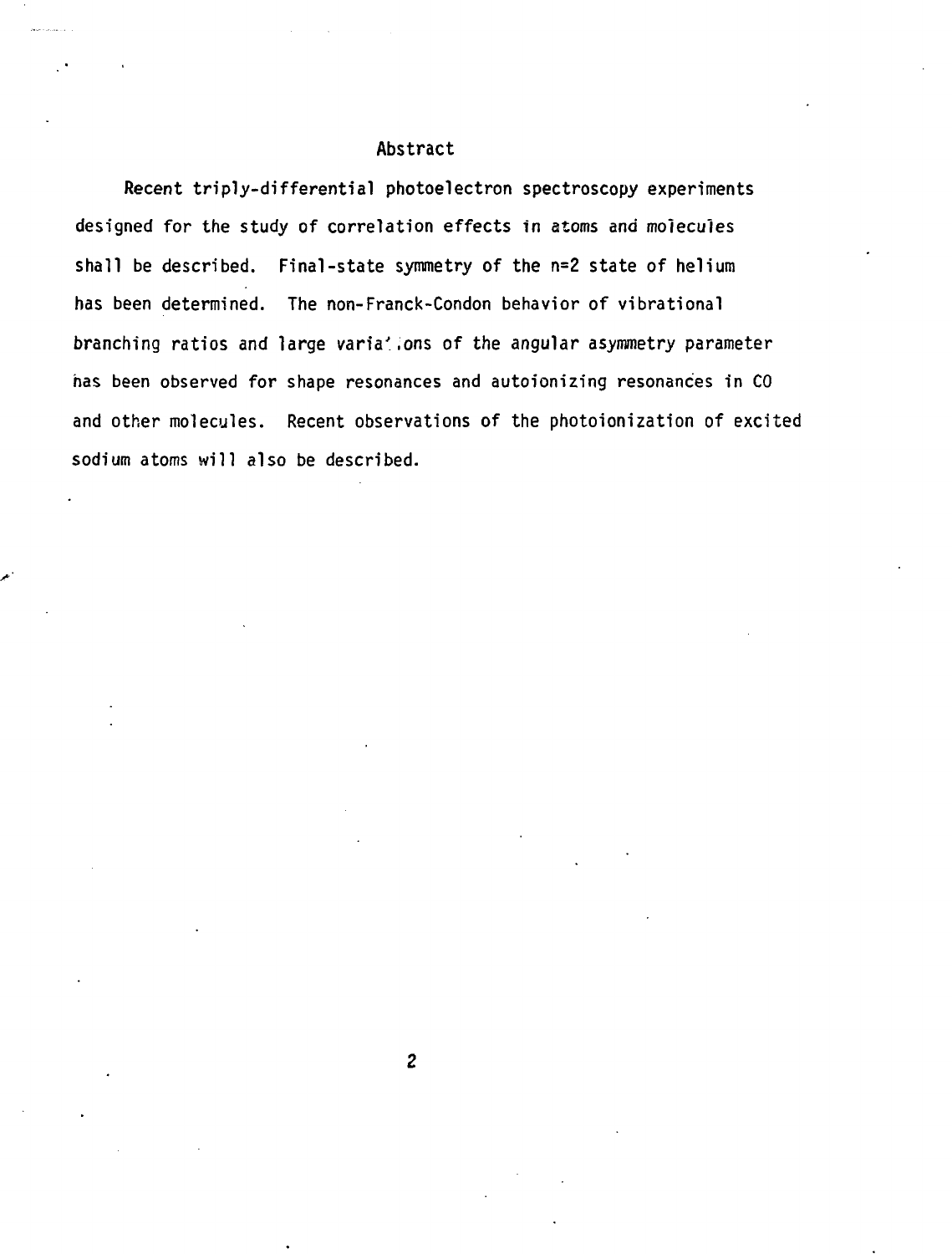## Abstract

Recent triply-differential photoelectron spectroscopy experiments designed for the study of correlation effects in atoms and molecules shall be described. Final-state symmetry of the n=2 state of helium has been determined. The non-Franck-Condon behavior of vibrational branching ratios and large variations of the angular asymmetry parameter has been observed for shape resonances and autoionizing resonances in CO and other molecules. Recent observations of the photoionization of excited sodium atoms will also be described.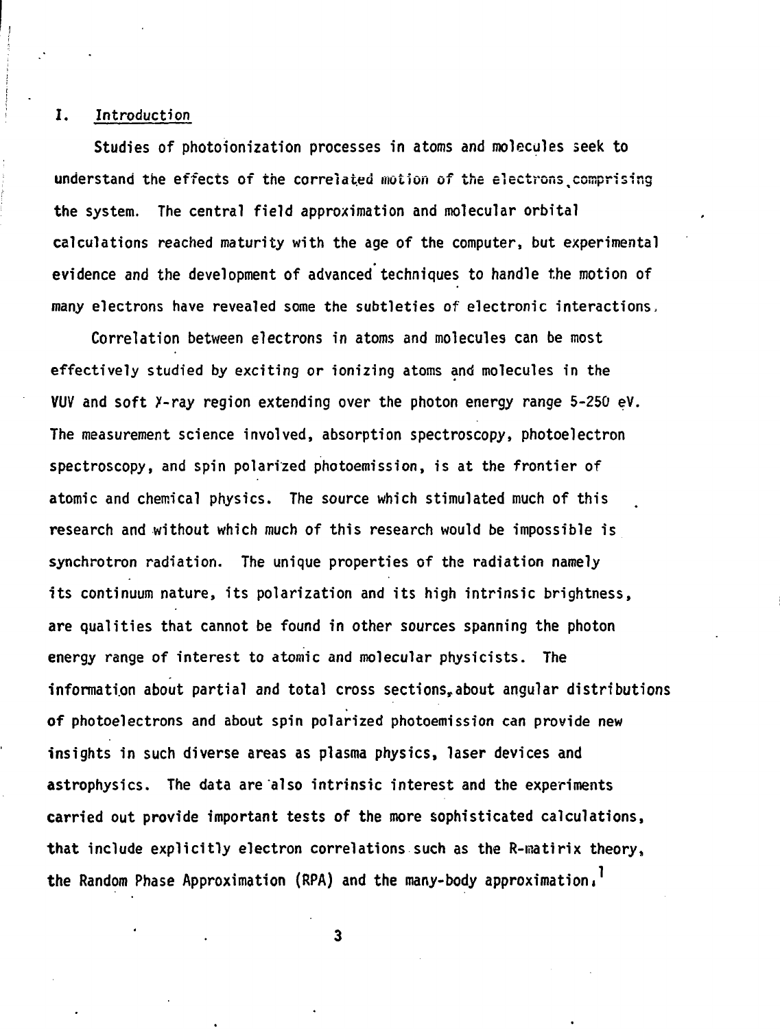## I. Introduction

Studies of photoionization processes in atoms and molecules seek to understand the effects of the correlated motion of the electrons comprising the system. The central field approximation and molecular orbital calculations reached maturity with the age of the computer, but experimental evidence and the development of advanced techniques to handle the motion of many electrons have revealed some the subtleties of electronic interactions.

Correlation between electrons in atoms and molecules can be most effectively studied by exciting or ionizing atoms and molecules in the VUV and soft X-ray region extending over the photon energy range 5-250 eV. The measurement science involved, absorption spectroscopy, photoelectron spectroscopy, and spin polarized photoemission, is at the frontier of atomic and chemical physics. The source which stimulated much of this research and without which much of this research would be impossible is synchrotron radiation. The unique properties of the radiation namely its continuum nature, its polarization and its high intrinsic brightness, are qualities that cannot be found in other sources spanning the photon energy range of interest to atomic and molecular physicists. The information about partial and total cross sections, about angular distributions of photoelectrons and about spin polarized photoemission can provide new insights in such diverse areas as plasma physics, laser devices and astrophysics. The data are also intrinsic interest and the experiments carried out provide important tests of the more sophisticated calculations, that include explicitly electron correlations such as the R-matirix theory, the Random Phase Approximation (RPA) and the many-body approximation.[1]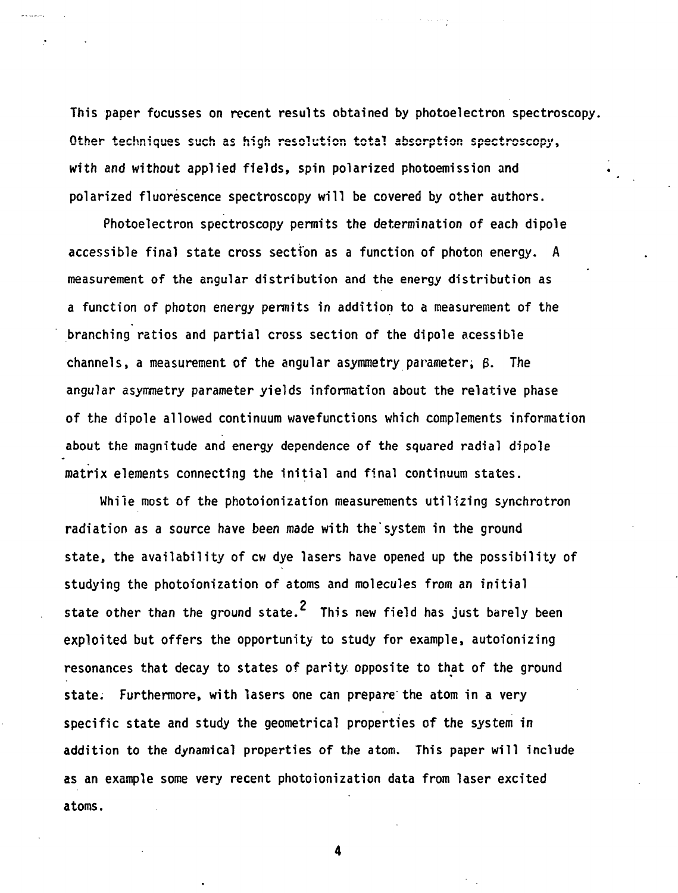This paper focusses on recent results obtained by photoelectron spectroscopy. Other techniques such as high resolution total absorption spectroscopy, with and without applied fields, spin polarized photoemission and polarized fluorescence spectroscopy will be covered by other authors.

Photoelectron spectroscopy permits the determination of each dipole accessible final state cross section as a function of photon energy. A measurement of the angular distribution and the energy distribution as a function of photon energy permits in addition to a measurement of the branching ratios and partial cross section of the dipole acessible channels, a measurement of the angular asymmetry parameter, $\beta$. The angular asymmetry parameter yields information about the relative phase of the dipole allowed continuum wavefunctions which complements information about the magnitude and energy dependence of the squared radial dipole matrix elements connecting the initial and final continuum states.

While most of the photoionization measurements utilizing synchrotron radiation as a source have been made with the system in the ground state, the availability of cw dye lasers have opened up the possibility of studying the photoionization of atoms and molecules from an initial state other than the ground state.[2] This new field has just barely been exploited but offers the opportunity to study for example, autoionizing resonances that decay to states of parity opposite to that of the ground state. Furthermore, with lasers one can prepare the atom in a very specific state and study the geometrical properties of the system in addition to the dynamical properties of the atom. This paper will include as an example some very recent photoionization data from laser excited atoms.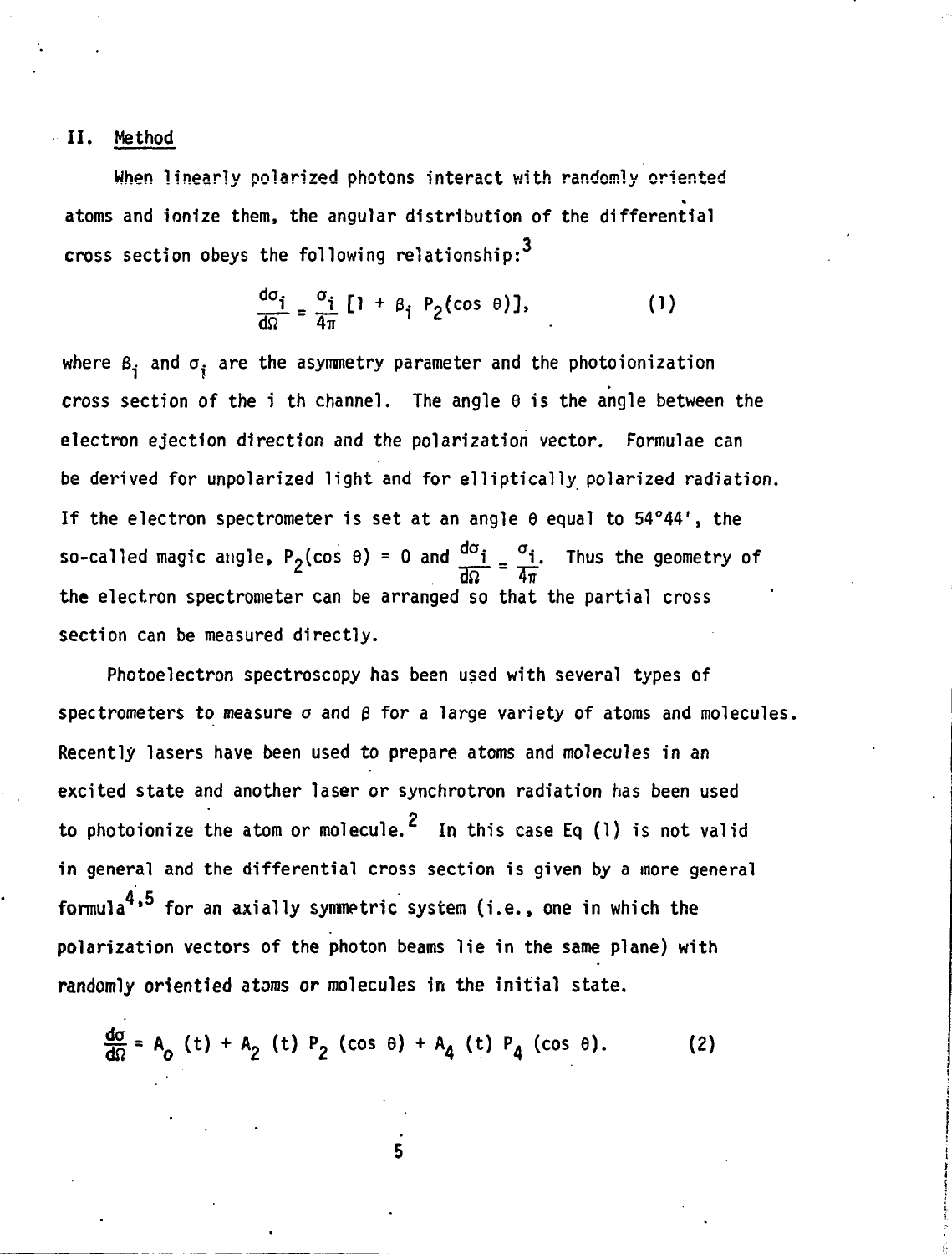## II. Method

When linearly polarized photons interact with randomly oriented atoms and ionize them, the angular distribution of the differential cross section obeys the following relationship:[3]

$$\frac{d\sigma_i}{d\Omega} = \frac{\sigma_i}{4\pi} [1 + \beta_i P_2(\cos \theta)], \qquad (1)$$

where $\beta_i$ and $\sigma_i$ are the asymmetry parameter and the photoionization cross section of the i th channel. The angle $\theta$ is the angle between the electron ejection direction and the polarization vector. Formulae can be derived for unpolarized light and for elliptically polarized radiation. If the electron spectrometer is set at an angle $\theta$ equal to 54°44', the so-called magic angle, $P_2(\cos \theta) = 0$ and $\frac{d\sigma_i}{d\Omega} = \frac{\sigma_i}{4\pi}$. Thus the geometry of the electron spectrometer can be arranged so that the partial cross section can be measured directly.

Photoelectron spectroscopy has been used with several types of spectrometers to measure $\sigma$ and $\beta$ for a large variety of atoms and molecules. Recently lasers have been used to prepare atoms and molecules in an excited state and another laser or synchrotron radiation has been used to photoionize the atom or molecule.[2] In this case Eq (1) is not valid in general and the differential cross section is given by a more general formula[4,5] for an axially symmetric system (i.e., one in which the polarization vectors of the photon beams lie in the same plane) with randomly orientied atoms or molecules in the initial state.

$$\frac{d\sigma}{d\Omega} = A_0 (t) + A_2 (t) P_2 (\cos \theta) + A_4 (t) P_4 (\cos \theta). \qquad (2)$$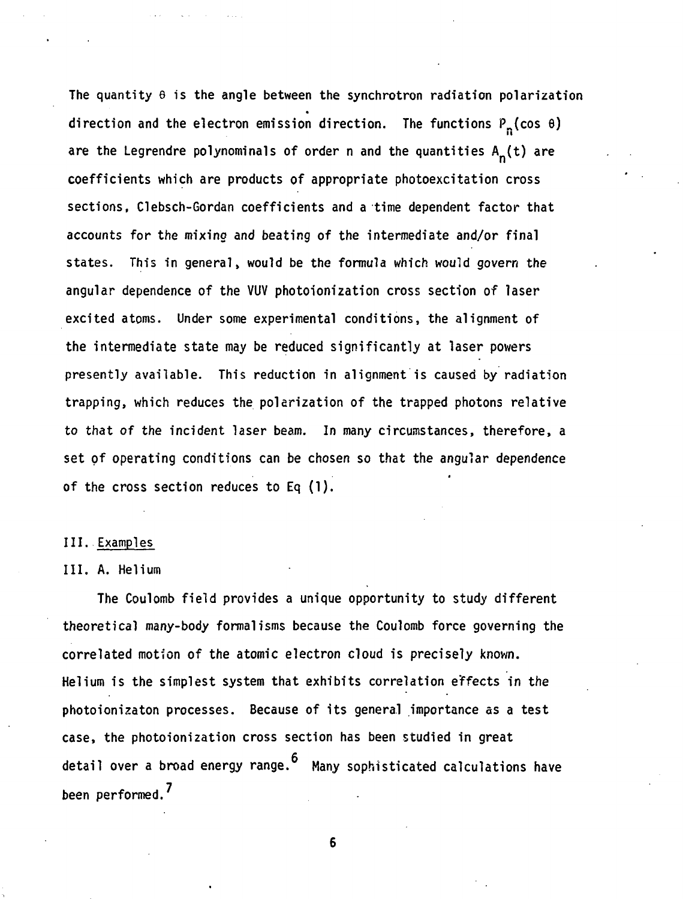The quantity $\theta$ is the angle between the synchrotron radiation polarization direction and the electron emission direction. The functions $P_n(\cos\theta)$ are the Legrendre polynominals of order n and the quantities $A_n(t)$ are coefficients which are products of appropriate photoexcitation cross sections, Clebsch-Gordan coefficients and a time dependent factor that accounts for the mixing and beating of the intermediate and/or final states. This in general, would be the formula which would govern the angular dependence of the VUV photoionization cross section of laser excited atoms. Under some experimental conditions, the alignment of the intermediate state may be reduced significantly at laser powers presently available. This reduction in alignment is caused by radiation trapping, which reduces the polarization of the trapped photons relative to that of the incident laser beam. In many circumstances, therefore, a set of operating conditions can be chosen so that the angular dependence of the cross section reduces to Eq (1).

## III. Examples

### III. A. Helium

The Coulomb field provides a unique opportunity to study different theoretical many-body formalisms because the Coulomb force governing the correlated motion of the atomic electron cloud is precisely known. Helium is the simplest system that exhibits correlation effects in the photoionizaton processes. Because of its general importance as a test case, the photoionization cross section has been studied in great detail over a broad energy range.[6] Many sophisticated calculations have been performed.[7]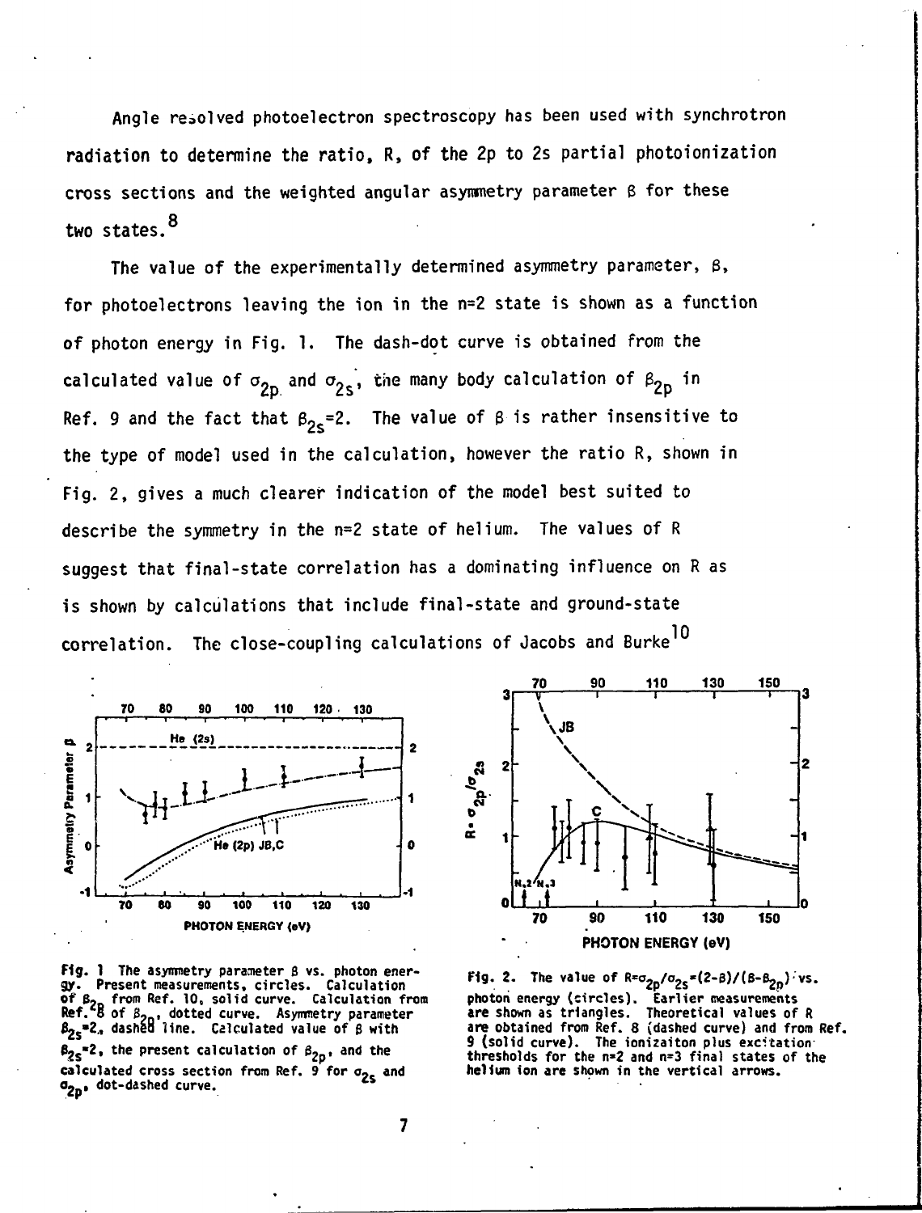Angle resolved photoelectron spectroscopy has been used with synchrotron radiation to determine the ratio, R, of the 2p to 2s partial photoionization cross sections and the weighted angular asymmetry parameter β for these two states.[8]

The value of the experimentally determined asymmetry parameter, β, for photoelectrons leaving the ion in the n=2 state is shown as a function of photon energy in Fig. 1. The dash-dot curve is obtained from the calculated value of $\sigma_{2p}$ and $\sigma_{2s}$, the many body calculation of $\beta_{2p}$ in Ref. 9 and the fact that $\beta_{2s}=2$. The value of β is rather insensitive to the type of model used in the calculation, however the ratio R, shown in Fig. 2, gives a much clearer indication of the model best suited to describe the symmetry in the n=2 state of helium. The values of R suggest that final-state correlation has a dominating influence on R as is shown by calculations that include final-state and ground-state correlation. The close-coupling calculations of Jacobs and Burke[10]

70 80 90 100 110 120 130

He (2s)

He (2p) JB,C

Asymmetry Parameter β

PHOTON ENERGY (eV)

Fig. 1 The asymmetry parameter β vs. photon energy. Present measurements, circles. Calculation of $\beta_{2p}$ from Ref. 10, solid curve. Calculation from Ref. 8 of $\beta_{2p}$, dotted curve. Asymmetry parameter $\beta_{2s}=2$, dashed line. Calculated value of β with $\beta_{2s}=2$, the present calculation of $\beta_{2p}$, and the calculated cross section from Ref. 9 for $\sigma_{2s}$ and $\sigma_{2p}$, dot-dashed curve.

70 90 110 130 150

JB

C

N=2 N=3

$R = \sigma_{2p}/\sigma_{2s}$

PHOTON ENERGY (eV)

Fig. 2. The value of $R=\sigma_{2p}/\sigma_{2s}=(2-\beta)/(\beta-\beta_{2p})$ vs. photon energy (circles). Earlier measurements are shown as triangles. Theoretical values of R are obtained from Ref. 8 (dashed curve) and from Ref. 9 (solid curve). The ionizaiton plus excitation thresholds for the n=2 and n=3 final states of the helium ion are shown in the vertical arrows.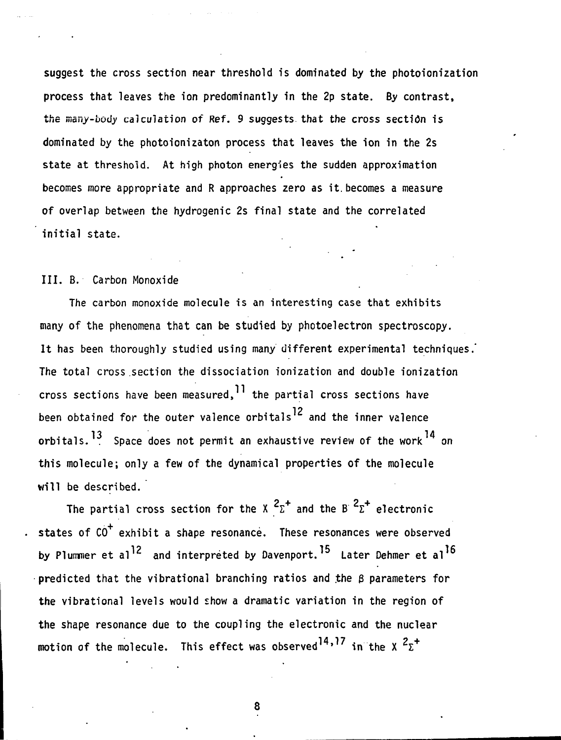suggest the cross section near threshold is dominated by the photoionization process that leaves the ion predominantly in the 2p state. By contrast, the many-body calculation of Ref. 9 suggests that the cross section is dominated by the photoionizaton process that leaves the ion in the 2s state at threshold. At high photon energies the sudden approximation becomes more appropriate and R approaches zero as it becomes a measure of overlap between the hydrogenic 2s final state and the correlated initial state.

## III. B. Carbon Monoxide

The carbon monoxide molecule is an interesting case that exhibits many of the phenomena that can be studied by photoelectron spectroscopy. It has been thoroughly studied using many different experimental techniques. The total cross section the dissociation ionization and double ionization cross sections have been measured,[11] the partial cross sections have been obtained for the outer valence orbitals[12] and the inner valence orbitals.[13] Space does not permit an exhaustive review of the work[14] on this molecule; only a few of the dynamical properties of the molecule will be described.

The partial cross section for the X $^2\Sigma^+$ and the B $^2\Sigma^+$ electronic states of $CO^+$ exhibit a shape resonance. These resonances were observed by Plummer et al[12] and interpreted by Davenport.[15] Later Dehmer et al[16] predicted that the vibrational branching ratios and the $\beta$ parameters for the vibrational levels would show a dramatic variation in the region of the shape resonance due to the coupling the electronic and the nuclear motion of the molecule. This effect was observed[14,17] in the X $^2\Sigma^+$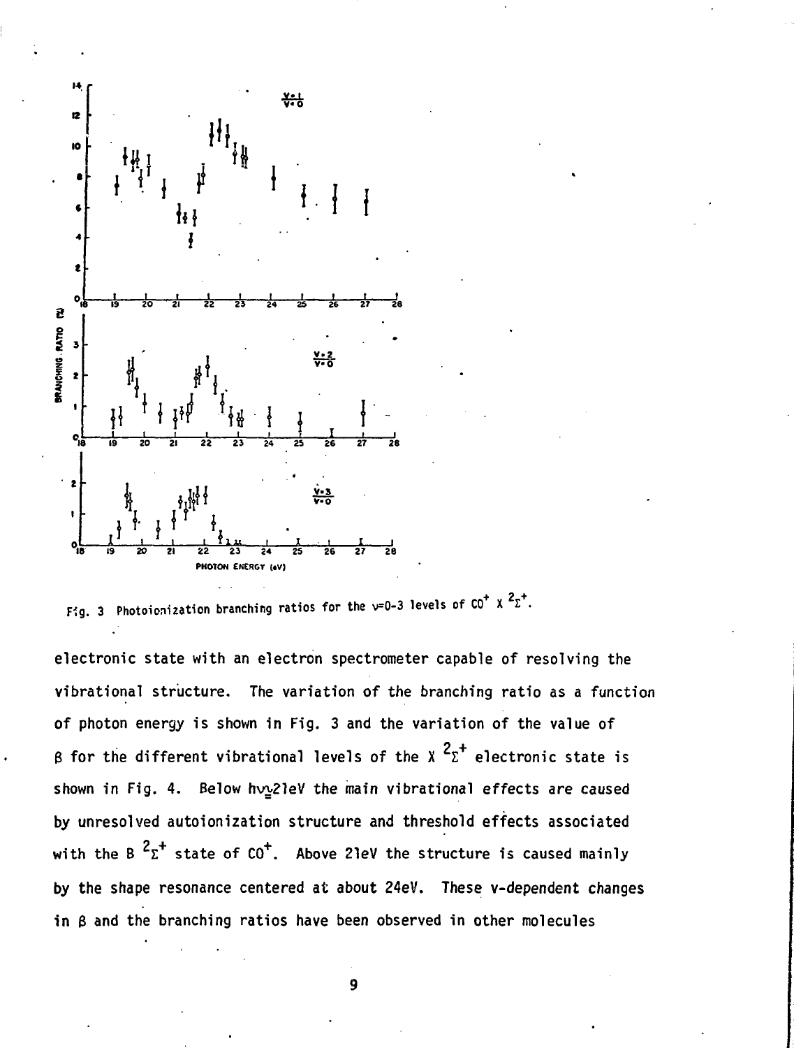Fig. 3 Photoionization branching ratios for the $v$=0-3 levels of $CO^+$ X $^2\Sigma^+$.

electronic state with an electron spectrometer capable of resolving the vibrational structure. The variation of the branching ratio as a function of photon energy is shown in Fig. 3 and the variation of the value of $\beta$ for the different vibrational levels of the X $^2\Sigma^+$ electronic state is shown in Fig. 4. Below $h\nu \cong 21$eV the main vibrational effects are caused by unresolved autoionization structure and threshold effects associated with the B $^2\Sigma^+$ state of $CO^+$. Above 21eV the structure is caused mainly by the shape resonance centered at about 24eV. These v-dependent changes in $\beta$ and the branching ratios have been observed in other molecules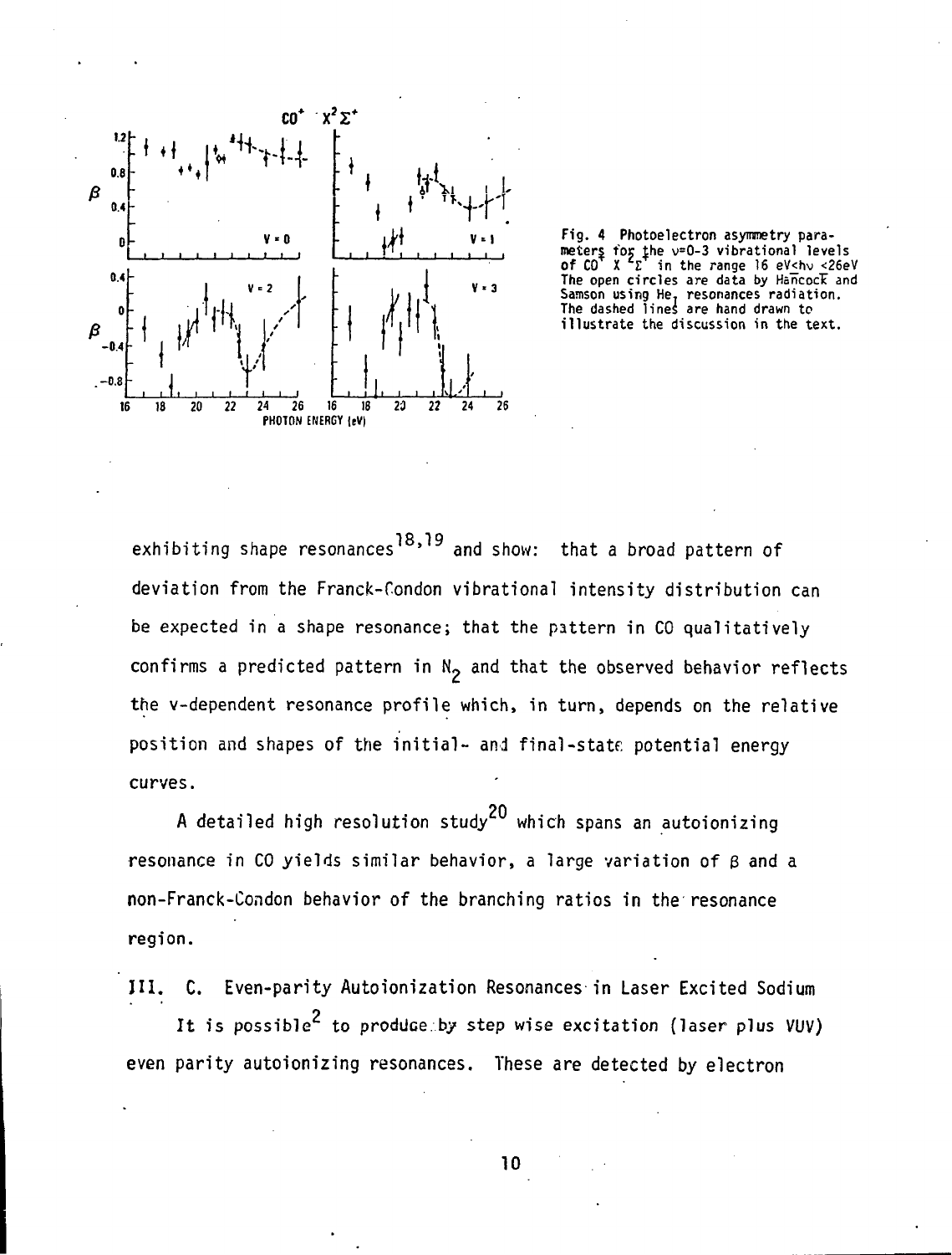$CO^+$ $X^2\Sigma^+$

1.2
0.8
$\beta$
0.4
0
V = 0
V = 1
0.4
0
$\beta$
-0.4
-0.8
V = 2
V = 3
16 18 20 22 24 26 16 18 20 22 24 26
PHOTON ENERGY (eV)

Fig. 4 Photoelectron asymmetry parameters for the $v$=0-3 vibrational levels of $CO^+$ $X\ ^2\Sigma^+$ in the range 16 eV<hν <26eV The open circles are data by Hancock and Samson using $He_I$ resonances radiation. The dashed lines are hand drawn to illustrate the discussion in the text.

exhibiting shape resonances[18,19] and show: that a broad pattern of deviation from the Franck-Condon vibrational intensity distribution can be expected in a shape resonance; that the pattern in CO qualitatively confirms a predicted pattern in $N_2$ and that the observed behavior reflects the v-dependent resonance profile which, in turn, depends on the relative position and shapes of the initial- and final-state potential energy curves.

A detailed high resolution study[20] which spans an autoionizing resonance in CO yields similar behavior, a large variation of $\beta$ and a non-Franck-Condon behavior of the branching ratios in the resonance region.

## III. C. Even-parity Autoionization Resonances in Laser Excited Sodium

It is possible[2] to produce by step wise excitation (laser plus VUV) even parity autoionizing resonances. These are detected by electron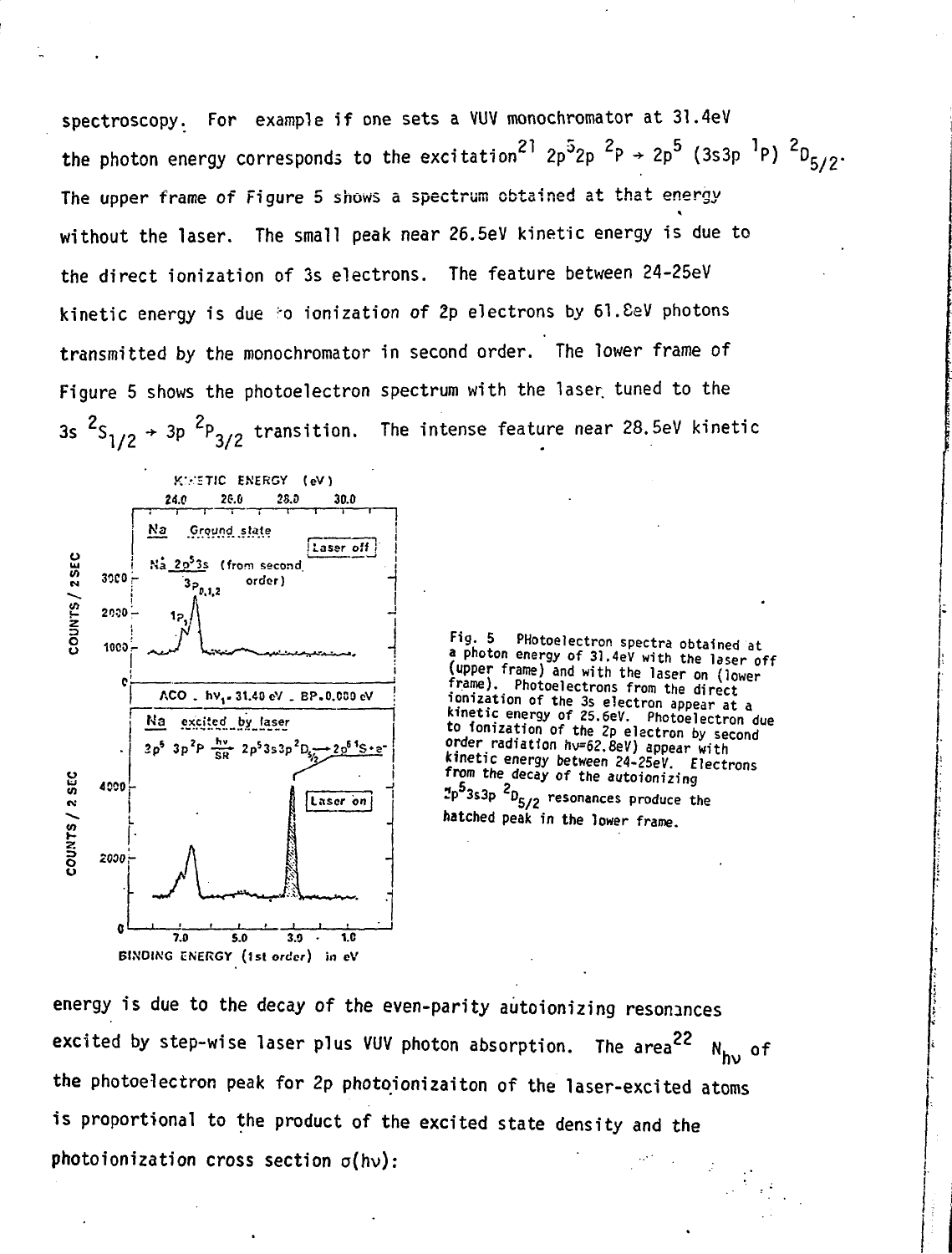spectroscopy. For example if one sets a VUV monochromator at 31.4eV the photon energy corresponds to the excitation[21] $2p^5 2p\ ^2P \rightarrow 2p^5\ (3s3p\ ^1P)\ ^2D_{5/2}$. The upper frame of Figure 5 shows a spectrum obtained at that energy without the laser. The small peak near 26.5eV kinetic energy is due to the direct ionization of 3s electrons. The feature between 24-25eV kinetic energy is due to ionization of 2p electrons by 61.8eV photons transmitted by the monochromator in second order. The lower frame of Figure 5 shows the photoelectron spectrum with the laser tuned to the $3s\ ^2S_{1/2} \rightarrow 3p\ ^2P_{3/2}$ transition. The intense feature near 28.5eV kinetic

KINETIC ENERGY (eV)
24.0 26.0 28.0 30.0
Na Ground state
Laser off
$Na^+$ $2p^5 3s$ (from second order)
$^3P_{0,1,2}$
$^1P_1$
COUNTS / 2 SEC
3000
2000
1000
0
ACO . $h\nu_1$ = 31.40 eV . BP = 0.080 eV
Na excited by laser
$2p^5\ 3p\ ^2P \xrightarrow[SR]{h\nu} 2p^5 3s3p\ ^2D_{5/2} \rightarrow 2p^6\ ^1S + e^-$
Laser on
COUNTS / 2 SEC
4000
2000
0
7.0 5.0 3.0 1.0
BINDING ENERGY (1st order) in eV

Fig. 5 PHotoelectron spectra obtained at a photon energy of 31.4eV with the laser off (upper frame) and with the laser on (lower frame). Photoelectrons from the direct ionization of the 3s electron appear at a kinetic energy of 25.6eV. Photoelectron due to ionization of the 2p electron by second order radiation $h\nu$=62.8eV) appear with kinetic energy between 24-25eV. Electrons from the decay of the autoionizing $2p^5 3s3p\ ^2D_{5/2}$ resonances produce the hatched peak in the lower frame.

energy is due to the decay of the even-parity autoionizing resonances excited by step-wise laser plus VUV photon absorption. The area[22] $N_{h\nu}$ of the photoelectron peak for 2p photoionizaiton of the laser-excited atoms is proportional to the product of the excited state density and the photoionization cross section $\sigma(h\nu)$: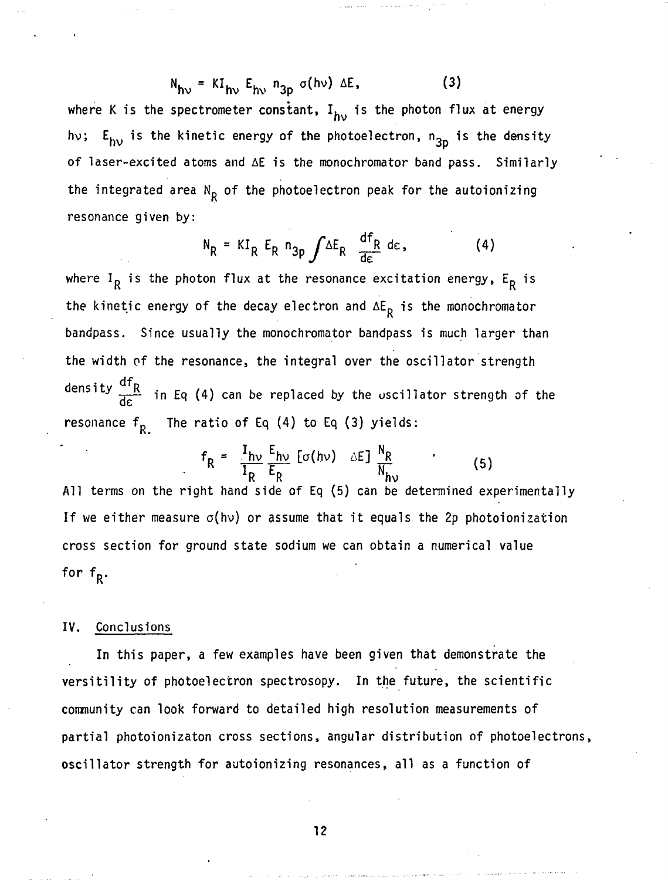$$N_{h\nu} = KI_{h\nu}\, E_{h\nu}\, n_{3p}\, \sigma(h\nu)\, \Delta E, \qquad (3)$$

where K is the spectrometer constant, $I_{h\nu}$ is the photon flux at energy $h\nu$; $E_{h\nu}$ is the kinetic energy of the photoelectron, $n_{3p}$ is the density of laser-excited atoms and $\Delta E$ is the monochromator band pass. Similarly the integrated area $N_R$ of the photoelectron peak for the autoionizing resonance given by:

$$N_R = KI_R\, E_R\, n_{3p} \int_{\Delta E_R} \frac{df_R}{d\varepsilon}\, d\varepsilon, \qquad (4)$$

where $I_R$ is the photon flux at the resonance excitation energy, $E_R$ is the kinetic energy of the decay electron and $\Delta E_R$ is the monochromator bandpass. Since usually the monochromator bandpass is much larger than the width of the resonance, the integral over the oscillator strength density $\frac{df_R}{d\varepsilon}$ in Eq (4) can be replaced by the oscillator strength of the resonance $f_R$. The ratio of Eq (4) to Eq (3) yields:

$$f_R = \frac{I_{h\nu}}{I_R}\frac{E_{h\nu}}{E_R}\,[\sigma(h\nu) \quad \Delta E]\,\frac{N_R}{N_{h\nu}} \qquad (5)$$

All terms on the right hand side of Eq (5) can be determined experimentally If we either measure $\sigma(h\nu)$ or assume that it equals the 2p photoionization cross section for ground state sodium we can obtain a numerical value for $f_R$.

## IV. Conclusions

In this paper, a few examples have been given that demonstrate the versitility of photoelectron spectrosopy. In the future, the scientific community can look forward to detailed high resolution measurements of partial photoionizaton cross sections, angular distribution of photoelectrons, oscillator strength for autoionizing resonances, all as a function of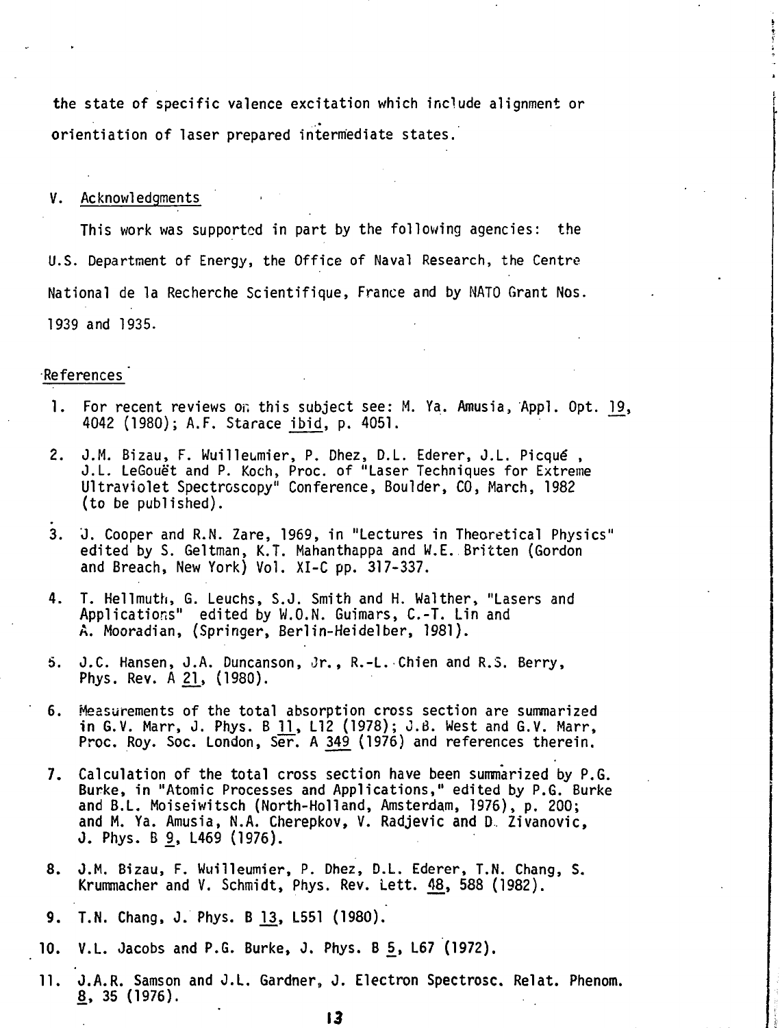the state of specific valence excitation which include alignment or orientiation of laser prepared intermediate states.

## V. Acknowledgments

This work was supported in part by the following agencies: the U.S. Department of Energy, the Office of Naval Research, the Centre National de la Recherche Scientifique, France and by NATO Grant Nos. 1939 and 1935.

## References

1. For recent reviews on this subject see: M. Ya. Amusia, Appl. Opt. 19, 4042 (1980); A.F. Starace ibid, p. 4051.
2. J.M. Bizau, F. Wuilleumier, P. Dhez, D.L. Ederer, J.L. Picqué, J.L. LeGouët and P. Koch, Proc. of "Laser Techniques for Extreme Ultraviolet Spectroscopy" Conference, Boulder, CO, March, 1982 (to be published).
3. J. Cooper and R.N. Zare, 1969, in "Lectures in Theoretical Physics" edited by S. Geltman, K.T. Mahanthappa and W.E. Britten (Gordon and Breach, New York) Vol. XI-C pp. 317-337.
4. T. Hellmuth, G. Leuchs, S.J. Smith and H. Walther, "Lasers and Applications" edited by W.O.N. Guimars, C.-T. Lin and A. Mooradian, (Springer, Berlin-Heidelber, 1981).
5. J.C. Hansen, J.A. Duncanson, Jr., R.-L. Chien and R.S. Berry, Phys. Rev. A 21, (1980).
6. Measurements of the total absorption cross section are summarized in G.V. Marr, J. Phys. B 11, L12 (1978); J.B. West and G.V. Marr, Proc. Roy. Soc. London, Ser. A 349 (1976) and references therein.
7. Calculation of the total cross section have been summarized by P.G. Burke, in "Atomic Processes and Applications," edited by P.G. Burke and B.L. Moiseiwitsch (North-Holland, Amsterdam, 1976), p. 200; and M. Ya. Amusia, N.A. Cherepkov, V. Radjevic and D. Zivanovic, J. Phys. B 9, L469 (1976).
8. J.M. Bizau, F. Wuilleumier, P. Dhez, D.L. Ederer, T.N. Chang, S. Krummacher and V. Schmidt, Phys. Rev. Lett. 48, 588 (1982).
9. T.N. Chang, J. Phys. B 13, L551 (1980).
10. V.L. Jacobs and P.G. Burke, J. Phys. B 5, L67 (1972).
11. J.A.R. Samson and J.L. Gardner, J. Electron Spectrosc. Relat. Phenom. 8, 35 (1976).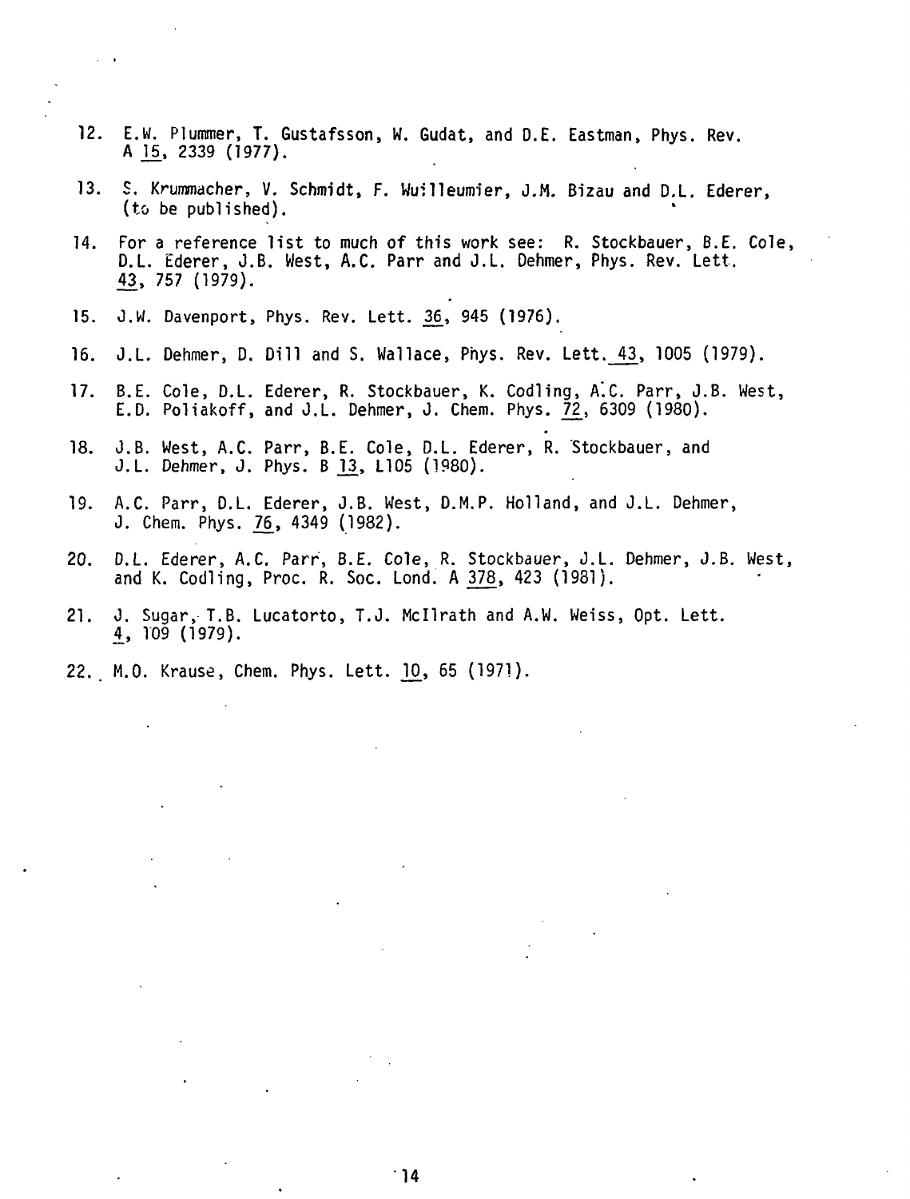12. E.W. Plummer, T. Gustafsson, W. Gudat, and D.E. Eastman, Phys. Rev. A 15, 2339 (1977).

13. S. Krummacher, V. Schmidt, F. Wuilleumier, J.M. Bizau and D.L. Ederer, (to be published).

14. For a reference list to much of this work see: R. Stockbauer, B.E. Cole, D.L. Ederer, J.B. West, A.C. Parr and J.L. Dehmer, Phys. Rev. Lett. 43, 757 (1979).

15. J.W. Davenport, Phys. Rev. Lett. 36, 945 (1976).

16. J.L. Dehmer, D. Dill and S. Wallace, Phys. Rev. Lett. 43, 1005 (1979).

17. B.E. Cole, D.L. Ederer, R. Stockbauer, K. Codling, A.C. Parr, J.B. West, E.D. Poliakoff, and J.L. Dehmer, J. Chem. Phys. 72, 6309 (1980).

18. J.B. West, A.C. Parr, B.E. Cole, D.L. Ederer, R. Stockbauer, and J.L. Dehmer, J. Phys. B 13, L105 (1980).

19. A.C. Parr, D.L. Ederer, J.B. West, D.M.P. Holland, and J.L. Dehmer, J. Chem. Phys. 76, 4349 (1982).

20. D.L. Ederer, A.C. Parr, B.E. Cole, R. Stockbauer, J.L. Dehmer, J.B. West, and K. Codling, Proc. R. Soc. Lond. A 378, 423 (1981).

21. J. Sugar, T.B. Lucatorto, T.J. McIlrath and A.W. Weiss, Opt. Lett. 4, 109 (1979).

22. M.O. Krause, Chem. Phys. Lett. 10, 65 (1971).